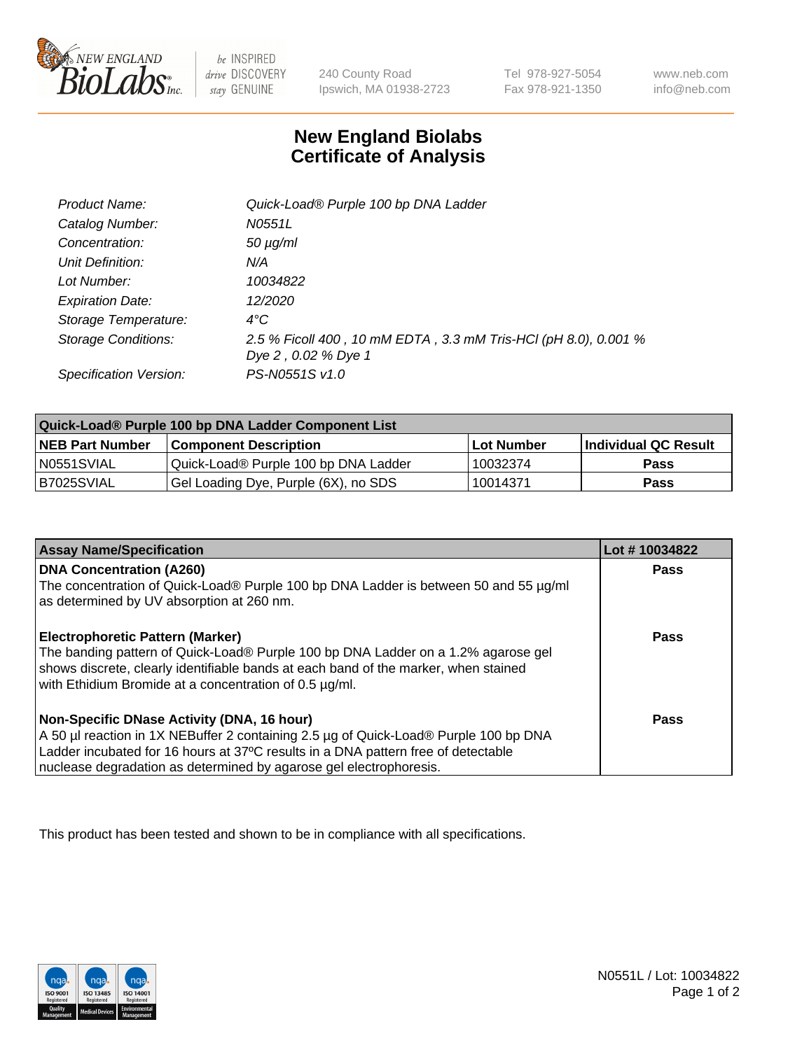# New England Biolabs
## Certificate of Analysis

| | |
|---|---|
| *Product Name:* | *Quick-Load® Purple 100 bp DNA Ladder* |
| *Catalog Number:* | *N0551L* |
| *Concentration:* | *50 µg/ml* |
| *Unit Definition:* | *N/A* |
| *Lot Number:* | *10034822* |
| *Expiration Date:* | *12/2020* |
| *Storage Temperature:* | *4°C* |
| *Storage Conditions:* | *2.5 % Ficoll 400 , 10 mM EDTA , 3.3 mM Tris-HCl (pH 8.0), 0.001 % Dye 2 , 0.02 % Dye 1* |
| *Specification Version:* | *PS-N0551S v1.0* |

| **Quick-Load® Purple 100 bp DNA Ladder Component List** | | | |
|---|---|---|---|
| **NEB Part Number** | **Component Description** | **Lot Number** | **Individual QC Result** |
| N0551SVIAL | Quick-Load® Purple 100 bp DNA Ladder | 10032374 | **Pass** |
| B7025SVIAL | Gel Loading Dye, Purple (6X), no SDS | 10014371 | **Pass** |

| **Assay Name/Specification** | **Lot # 10034822** |
|---|---|
| **DNA Concentration (A260)**<br>The concentration of Quick-Load® Purple 100 bp DNA Ladder is between 50 and 55 µg/ml as determined by UV absorption at 260 nm. | **Pass** |
| **Electrophoretic Pattern (Marker)**<br>The banding pattern of Quick-Load® Purple 100 bp DNA Ladder on a 1.2% agarose gel shows discrete, clearly identifiable bands at each band of the marker, when stained with Ethidium Bromide at a concentration of 0.5 µg/ml. | **Pass** |
| **Non-Specific DNase Activity (DNA, 16 hour)**<br>A 50 µl reaction in 1X NEBuffer 2 containing 2.5 µg of Quick-Load® Purple 100 bp DNA Ladder incubated for 16 hours at 37ºC results in a DNA pattern free of detectable nuclease degradation as determined by agarose gel electrophoresis. | **Pass** |

This product has been tested and shown to be in compliance with all specifications.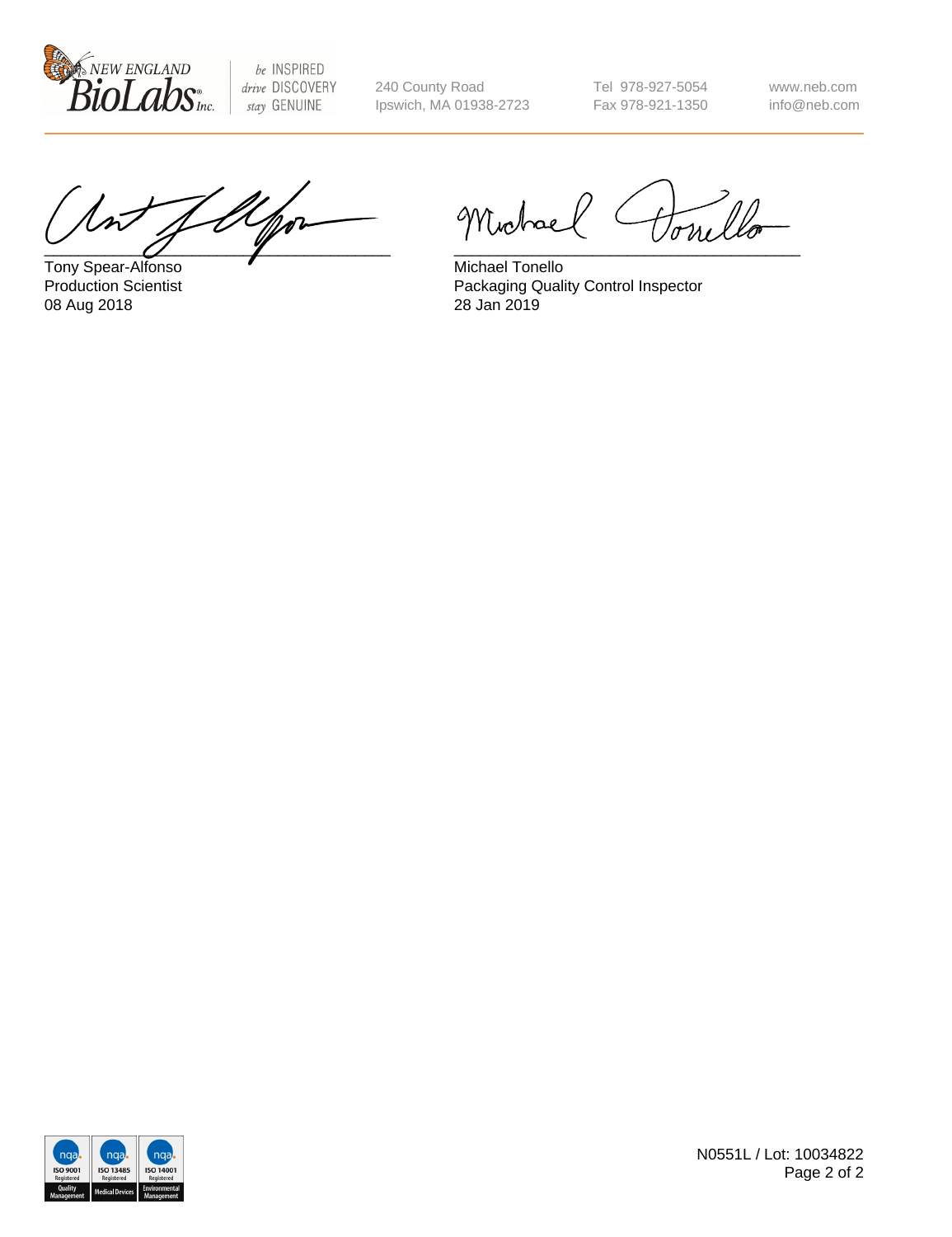240 County Road
Ipswich, MA 01938-2723

Tel 978-927-5054
Fax 978-921-1350

www.neb.com
info@neb.com

Tony Spear-Alfonso
Production Scientist
08 Aug 2018

Michael Tonello
Packaging Quality Control Inspector
28 Jan 2019

N0551L / Lot: 10034822